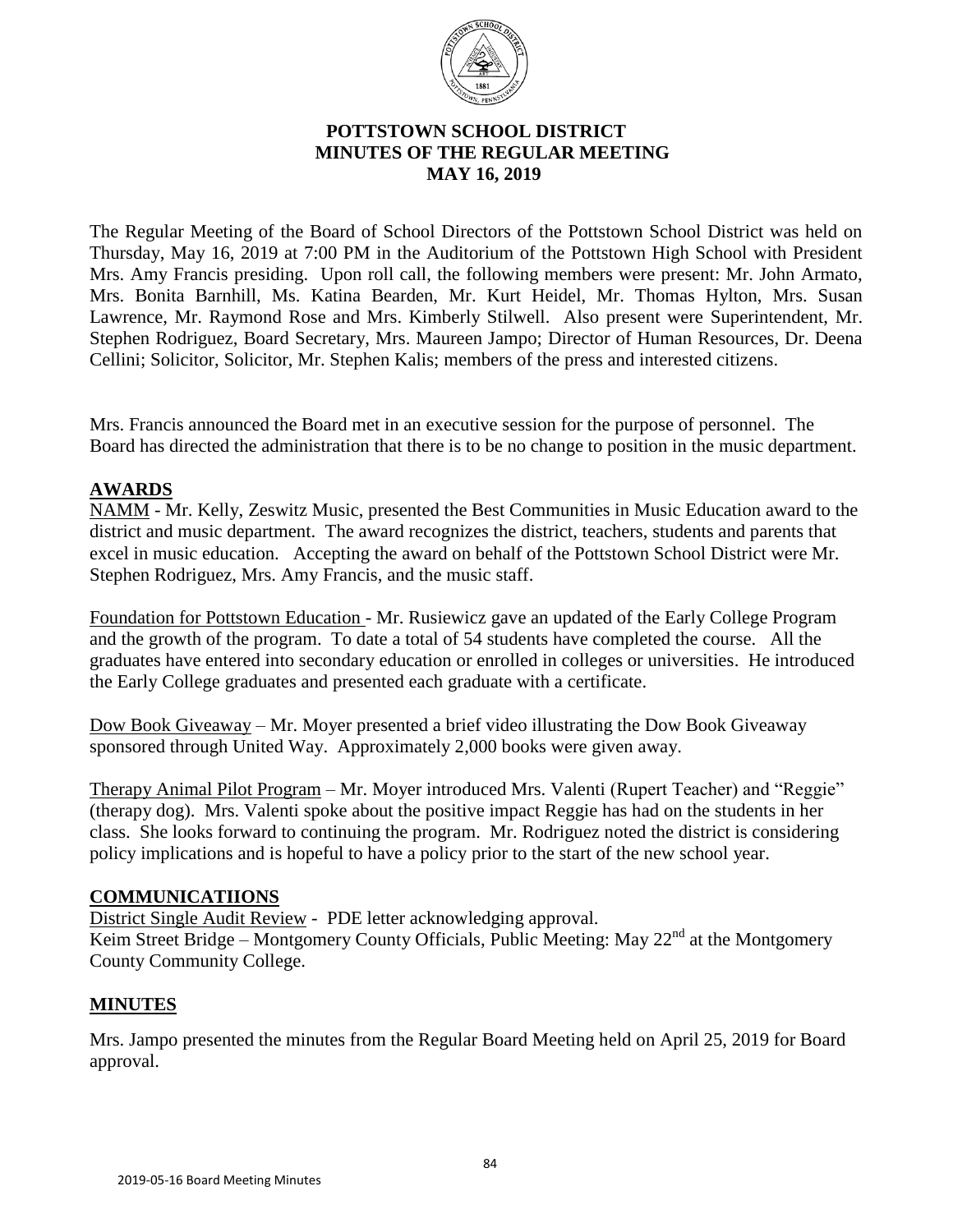# POTTSTOWN SCHOOL DISTRICT
## MINUTES OF THE REGULAR MEETING
## MAY 16, 2019

The Regular Meeting of the Board of School Directors of the Pottstown School District was held on Thursday, May 16, 2019 at 7:00 PM in the Auditorium of the Pottstown High School with President Mrs. Amy Francis presiding. Upon roll call, the following members were present: Mr. John Armato, Mrs. Bonita Barnhill, Ms. Katina Bearden, Mr. Kurt Heidel, Mr. Thomas Hylton, Mrs. Susan Lawrence, Mr. Raymond Rose and Mrs. Kimberly Stilwell. Also present were Superintendent, Mr. Stephen Rodriguez, Board Secretary, Mrs. Maureen Jampo; Director of Human Resources, Dr. Deena Cellini; Solicitor, Solicitor, Mr. Stephen Kalis; members of the press and interested citizens.

Mrs. Francis announced the Board met in an executive session for the purpose of personnel. The Board has directed the administration that there is to be no change to position in the music department.

## AWARDS

NAMM - Mr. Kelly, Zeswitz Music, presented the Best Communities in Music Education award to the district and music department. The award recognizes the district, teachers, students and parents that excel in music education. Accepting the award on behalf of the Pottstown School District were Mr. Stephen Rodriguez, Mrs. Amy Francis, and the music staff.

Foundation for Pottstown Education - Mr. Rusiewicz gave an updated of the Early College Program and the growth of the program. To date a total of 54 students have completed the course. All the graduates have entered into secondary education or enrolled in colleges or universities. He introduced the Early College graduates and presented each graduate with a certificate.

Dow Book Giveaway – Mr. Moyer presented a brief video illustrating the Dow Book Giveaway sponsored through United Way. Approximately 2,000 books were given away.

Therapy Animal Pilot Program – Mr. Moyer introduced Mrs. Valenti (Rupert Teacher) and "Reggie" (therapy dog). Mrs. Valenti spoke about the positive impact Reggie has had on the students in her class. She looks forward to continuing the program. Mr. Rodriguez noted the district is considering policy implications and is hopeful to have a policy prior to the start of the new school year.

## COMMUNICATIIONS

District Single Audit Review - PDE letter acknowledging approval.
Keim Street Bridge – Montgomery County Officials, Public Meeting: May 22nd at the Montgomery County Community College.

## MINUTES

Mrs. Jampo presented the minutes from the Regular Board Meeting held on April 25, 2019 for Board approval.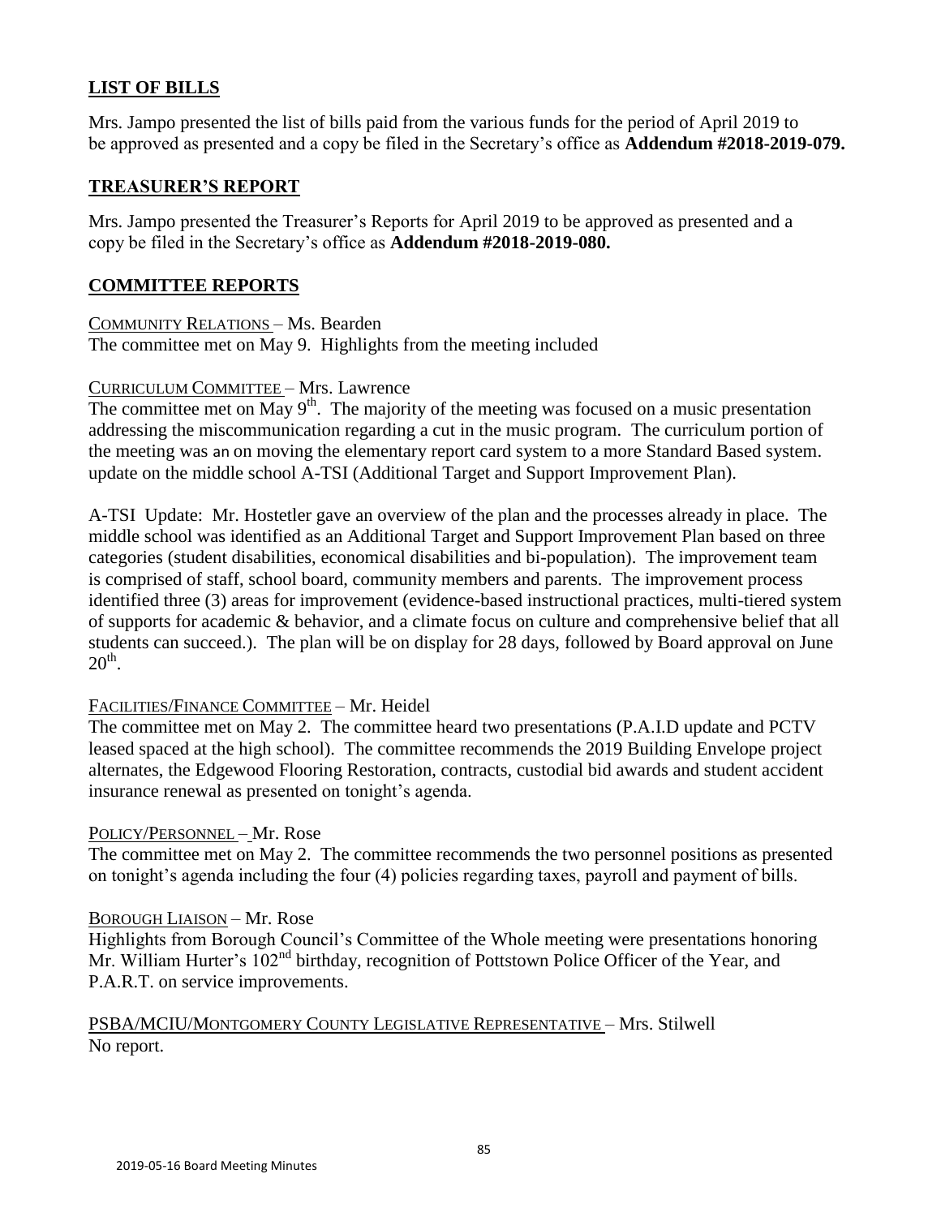## LIST OF BILLS

Mrs. Jampo presented the list of bills paid from the various funds for the period of April 2019 to be approved as presented and a copy be filed in the Secretary's office as **Addendum #2018-2019-079.**

## TREASURER'S REPORT

Mrs. Jampo presented the Treasurer's Reports for April 2019 to be approved as presented and a copy be filed in the Secretary's office as **Addendum #2018-2019-080.**

## COMMITTEE REPORTS

COMMUNITY RELATIONS – Ms. Bearden
The committee met on May 9. Highlights from the meeting included

CURRICULUM COMMITTEE – Mrs. Lawrence
The committee met on May 9th. The majority of the meeting was focused on a music presentation addressing the miscommunication regarding a cut in the music program. The curriculum portion of the meeting was an on moving the elementary report card system to a more Standard Based system. update on the middle school A-TSI (Additional Target and Support Improvement Plan).

A-TSI Update: Mr. Hostetler gave an overview of the plan and the processes already in place. The middle school was identified as an Additional Target and Support Improvement Plan based on three categories (student disabilities, economical disabilities and bi-population). The improvement team is comprised of staff, school board, community members and parents. The improvement process identified three (3) areas for improvement (evidence-based instructional practices, multi-tiered system of supports for academic & behavior, and a climate focus on culture and comprehensive belief that all students can succeed.). The plan will be on display for 28 days, followed by Board approval on June 20th.

FACILITIES/FINANCE COMMITTEE – Mr. Heidel
The committee met on May 2. The committee heard two presentations (P.A.I.D update and PCTV leased spaced at the high school). The committee recommends the 2019 Building Envelope project alternates, the Edgewood Flooring Restoration, contracts, custodial bid awards and student accident insurance renewal as presented on tonight's agenda.

POLICY/PERSONNEL – Mr. Rose
The committee met on May 2. The committee recommends the two personnel positions as presented on tonight's agenda including the four (4) policies regarding taxes, payroll and payment of bills.

BOROUGH LIAISON – Mr. Rose
Highlights from Borough Council's Committee of the Whole meeting were presentations honoring Mr. William Hurter's 102nd birthday, recognition of Pottstown Police Officer of the Year, and P.A.R.T. on service improvements.

PSBA/MCIU/MONTGOMERY COUNTY LEGISLATIVE REPRESENTATIVE – Mrs. Stilwell
No report.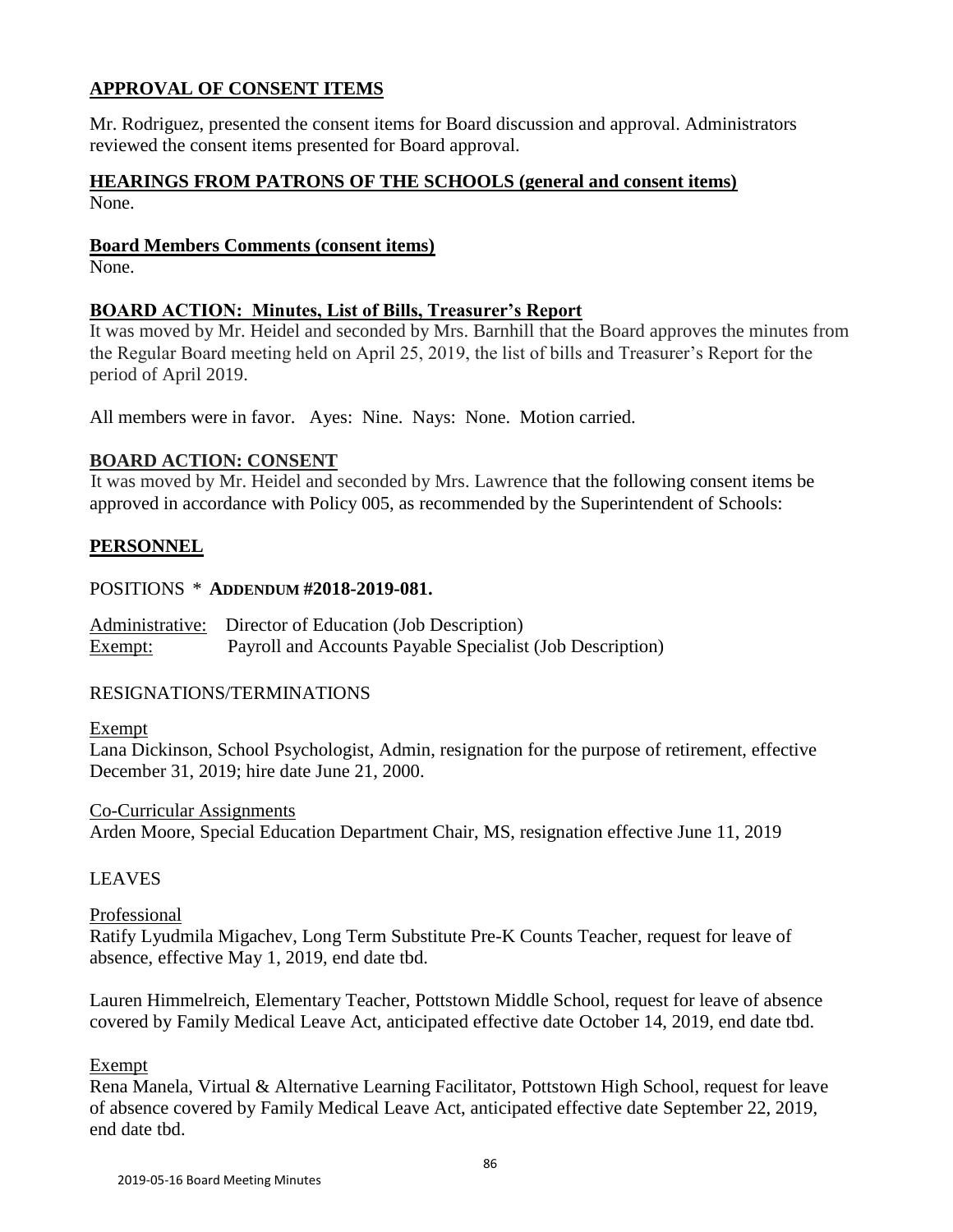## APPROVAL OF CONSENT ITEMS

Mr. Rodriguez, presented the consent items for Board discussion and approval. Administrators reviewed the consent items presented for Board approval.

## HEARINGS FROM PATRONS OF THE SCHOOLS (general and consent items)

None.

### Board Members Comments (consent items)

None.

## BOARD ACTION: Minutes, List of Bills, Treasurer's Report

It was moved by Mr. Heidel and seconded by Mrs. Barnhill that the Board approves the minutes from the Regular Board meeting held on April 25, 2019, the list of bills and Treasurer's Report for the period of April 2019.

All members were in favor. Ayes: Nine. Nays: None. Motion carried.

## BOARD ACTION: CONSENT

It was moved by Mr. Heidel and seconded by Mrs. Lawrence that the following consent items be approved in accordance with Policy 005, as recommended by the Superintendent of Schools:

## PERSONNEL

POSITIONS * **ADDENDUM #2018-2019-081.**

Administrative: Director of Education (Job Description)
Exempt: Payroll and Accounts Payable Specialist (Job Description)

RESIGNATIONS/TERMINATIONS

Exempt
Lana Dickinson, School Psychologist, Admin, resignation for the purpose of retirement, effective December 31, 2019; hire date June 21, 2000.

Co-Curricular Assignments
Arden Moore, Special Education Department Chair, MS, resignation effective June 11, 2019

LEAVES

Professional
Ratify Lyudmila Migachev, Long Term Substitute Pre-K Counts Teacher, request for leave of absence, effective May 1, 2019, end date tbd.

Lauren Himmelreich, Elementary Teacher, Pottstown Middle School, request for leave of absence covered by Family Medical Leave Act, anticipated effective date October 14, 2019, end date tbd.

Exempt
Rena Manela, Virtual & Alternative Learning Facilitator, Pottstown High School, request for leave of absence covered by Family Medical Leave Act, anticipated effective date September 22, 2019, end date tbd.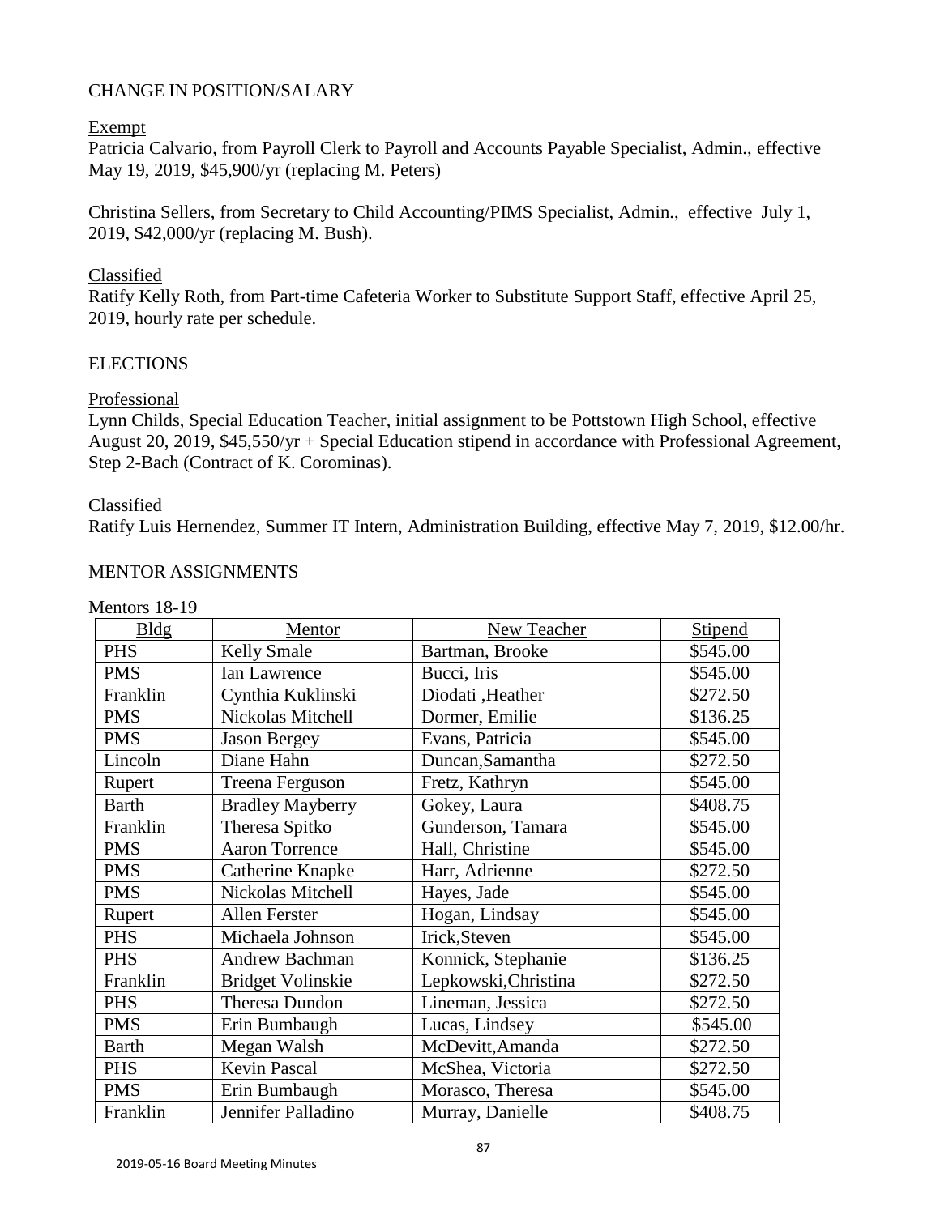## CHANGE IN POSITION/SALARY

Exempt

Patricia Calvario, from Payroll Clerk to Payroll and Accounts Payable Specialist, Admin., effective May 19, 2019, $45,900/yr (replacing M. Peters)

Christina Sellers, from Secretary to Child Accounting/PIMS Specialist, Admin., effective July 1, 2019, $42,000/yr (replacing M. Bush).

Classified

Ratify Kelly Roth, from Part-time Cafeteria Worker to Substitute Support Staff, effective April 25, 2019, hourly rate per schedule.

## ELECTIONS

Professional

Lynn Childs, Special Education Teacher, initial assignment to be Pottstown High School, effective August 20, 2019, $45,550/yr + Special Education stipend in accordance with Professional Agreement, Step 2-Bach (Contract of K. Corominas).

Classified

Ratify Luis Hernendez, Summer IT Intern, Administration Building, effective May 7, 2019, $12.00/hr.

## MENTOR ASSIGNMENTS

Mentors 18-19

| Bldg | Mentor | New Teacher | Stipend |
|---|---|---|---|
| PHS | Kelly Smale | Bartman, Brooke | $545.00 |
| PMS | Ian Lawrence | Bucci, Iris | $545.00 |
| Franklin | Cynthia Kuklinski | Diodati ,Heather | $272.50 |
| PMS | Nickolas Mitchell | Dormer, Emilie | $136.25 |
| PMS | Jason Bergey | Evans, Patricia | $545.00 |
| Lincoln | Diane Hahn | Duncan,Samantha | $272.50 |
| Rupert | Treena Ferguson | Fretz, Kathryn | $545.00 |
| Barth | Bradley Mayberry | Gokey, Laura | $408.75 |
| Franklin | Theresa Spitko | Gunderson, Tamara | $545.00 |
| PMS | Aaron Torrence | Hall, Christine | $545.00 |
| PMS | Catherine Knapke | Harr, Adrienne | $272.50 |
| PMS | Nickolas Mitchell | Hayes, Jade | $545.00 |
| Rupert | Allen Ferster | Hogan, Lindsay | $545.00 |
| PHS | Michaela Johnson | Irick,Steven | $545.00 |
| PHS | Andrew Bachman | Konnick, Stephanie | $136.25 |
| Franklin | Bridget Volinskie | Lepkowski,Christina | $272.50 |
| PHS | Theresa Dundon | Lineman, Jessica | $272.50 |
| PMS | Erin Bumbaugh | Lucas, Lindsey | $545.00 |
| Barth | Megan Walsh | McDevitt,Amanda | $272.50 |
| PHS | Kevin Pascal | McShea, Victoria | $272.50 |
| PMS | Erin Bumbaugh | Morasco, Theresa | $545.00 |
| Franklin | Jennifer Palladino | Murray, Danielle | $408.75 |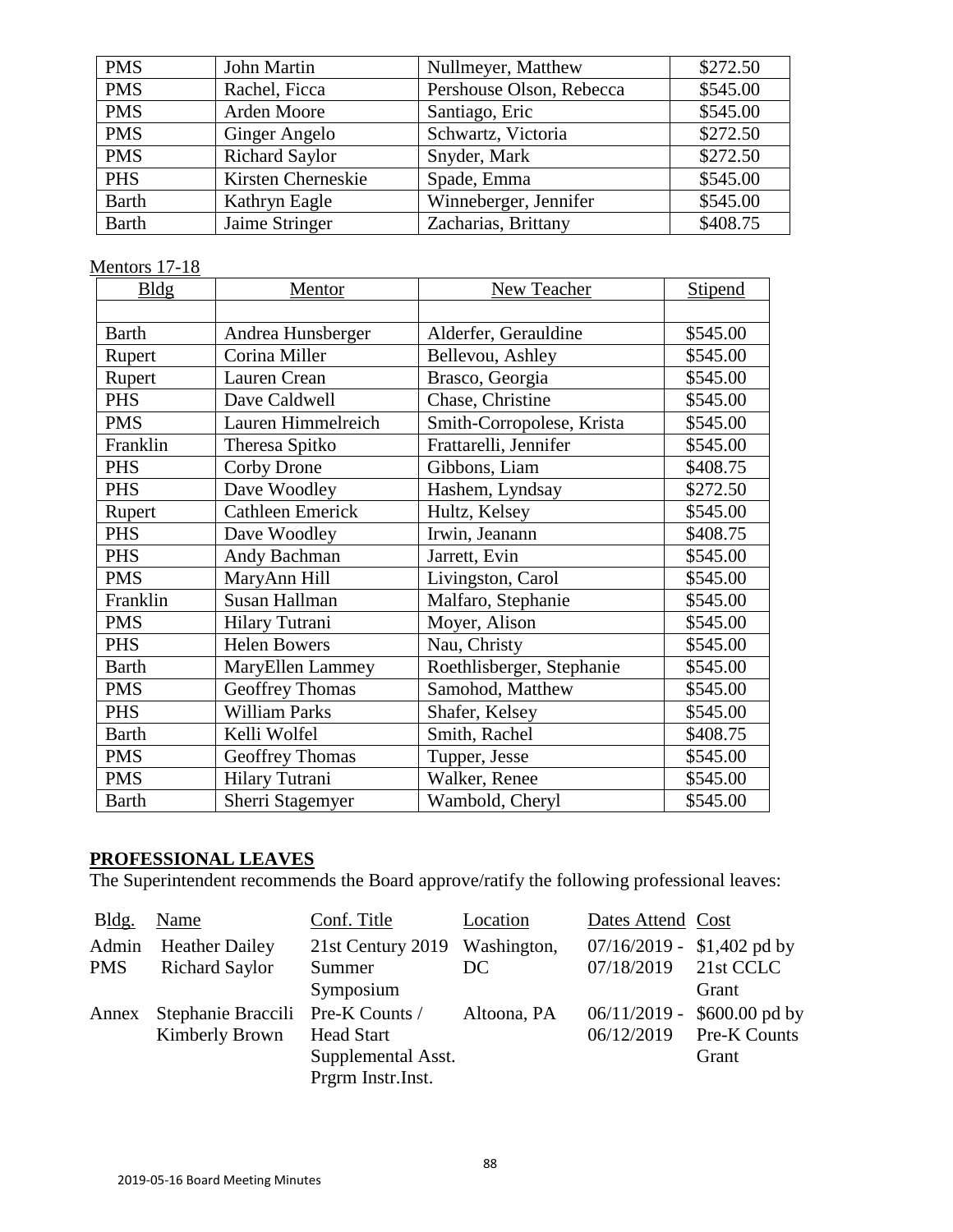| PMS | John Martin | Nullmeyer, Matthew | $272.50 |
|---|---|---|---|
| PMS | Rachel, Ficca | Pershouse Olson, Rebecca | $545.00 |
| PMS | Arden Moore | Santiago, Eric | $545.00 |
| PMS | Ginger Angelo | Schwartz, Victoria | $272.50 |
| PMS | Richard Saylor | Snyder, Mark | $272.50 |
| PHS | Kirsten Cherneskie | Spade, Emma | $545.00 |
| Barth | Kathryn Eagle | Winneberger, Jennifer | $545.00 |
| Barth | Jaime Stringer | Zacharias, Brittany | $408.75 |

Mentors 17-18

| Bldg | Mentor | New Teacher | Stipend |
|---|---|---|---|
| | | | |
| Barth | Andrea Hunsberger | Alderfer, Gerauldine | $545.00 |
| Rupert | Corina Miller | Bellevou, Ashley | $545.00 |
| Rupert | Lauren Crean | Brasco, Georgia | $545.00 |
| PHS | Dave Caldwell | Chase, Christine | $545.00 |
| PMS | Lauren Himmelreich | Smith-Corropolese, Krista | $545.00 |
| Franklin | Theresa Spitko | Frattarelli, Jennifer | $545.00 |
| PHS | Corby Drone | Gibbons, Liam | $408.75 |
| PHS | Dave Woodley | Hashem, Lyndsay | $272.50 |
| Rupert | Cathleen Emerick | Hultz, Kelsey | $545.00 |
| PHS | Dave Woodley | Irwin, Jeanann | $408.75 |
| PHS | Andy Bachman | Jarrett, Evin | $545.00 |
| PMS | MaryAnn Hill | Livingston, Carol | $545.00 |
| Franklin | Susan Hallman | Malfaro, Stephanie | $545.00 |
| PMS | Hilary Tutrani | Moyer, Alison | $545.00 |
| PHS | Helen Bowers | Nau, Christy | $545.00 |
| Barth | MaryEllen Lammey | Roethlisberger, Stephanie | $545.00 |
| PMS | Geoffrey Thomas | Samohod, Matthew | $545.00 |
| PHS | William Parks | Shafer, Kelsey | $545.00 |
| Barth | Kelli Wolfel | Smith, Rachel | $408.75 |
| PMS | Geoffrey Thomas | Tupper, Jesse | $545.00 |
| PMS | Hilary Tutrani | Walker, Renee | $545.00 |
| Barth | Sherri Stagemyer | Wambold, Cheryl | $545.00 |

## PROFESSIONAL LEAVES

The Superintendent recommends the Board approve/ratify the following professional leaves:

| Bldg. | Name | Conf. Title | Location | Dates Attend | Cost |
|---|---|---|---|---|---|
| Admin<br>PMS | Heather Dailey<br>Richard Saylor | 21st Century 2019 Summer Symposium | Washington, DC | 07/16/2019 - 07/18/2019 | $1,402 pd by 21st CCLC Grant |
| Annex | Stephanie Braccili<br>Kimberly Brown | Pre-K Counts / Head Start Supplemental Asst. Prgrm Instr.Inst. | Altoona, PA | 06/11/2019 - 06/12/2019 | $600.00 pd by Pre-K Counts Grant |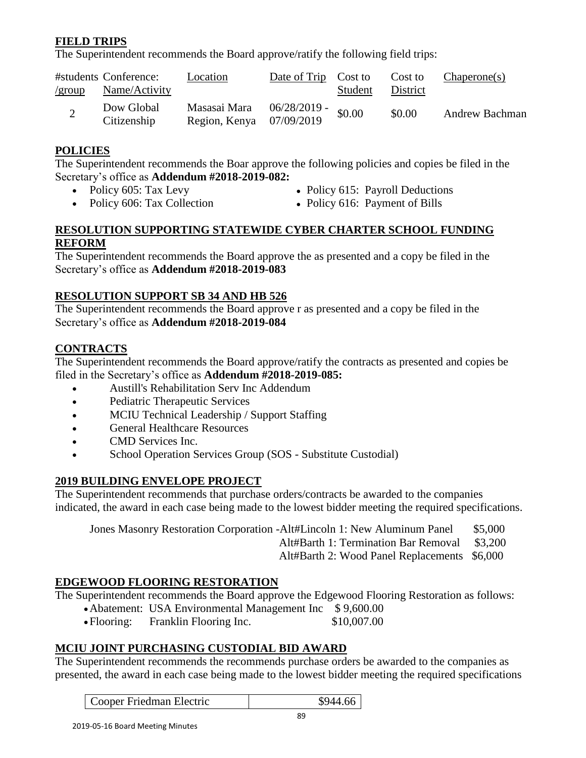## FIELD TRIPS

The Superintendent recommends the Board approve/ratify the following field trips:

| #students /group | Conference: Name/Activity | Location | Date of Trip | Cost to Student | Cost to District | Chaperone(s) |
|---|---|---|---|---|---|---|
| 2 | Dow Global Citizenship | Masasai Mara Region, Kenya | 06/28/2019 - 07/09/2019 | $0.00 | $0.00 | Andrew Bachman |

## POLICIES

The Superintendent recommends the Boar approve the following policies and copies be filed in the Secretary's office as **Addendum #2018-2019-082:**

- Policy 605: Tax Levy
- Policy 606: Tax Collection
- Policy 615: Payroll Deductions
- Policy 616: Payment of Bills

## RESOLUTION SUPPORTING STATEWIDE CYBER CHARTER SCHOOL FUNDING REFORM

The Superintendent recommends the Board approve the as presented and a copy be filed in the Secretary's office as **Addendum #2018-2019-083**

## RESOLUTION SUPPORT SB 34 AND HB 526

The Superintendent recommends the Board approve r as presented and a copy be filed in the Secretary's office as **Addendum #2018-2019-084**

## CONTRACTS

The Superintendent recommends the Board approve/ratify the contracts as presented and copies be filed in the Secretary's office as **Addendum #2018-2019-085:**

- Austill's Rehabilitation Serv Inc Addendum
- Pediatric Therapeutic Services
- MCIU Technical Leadership / Support Staffing
- General Healthcare Resources
- CMD Services Inc.
- School Operation Services Group (SOS - Substitute Custodial)

## 2019 BUILDING ENVELOPE PROJECT

The Superintendent recommends that purchase orders/contracts be awarded to the companies indicated, the award in each case being made to the lowest bidder meeting the required specifications.

| | | |
|---|---|---|
| Jones Masonry Restoration Corporation - | Alt#Lincoln 1: New Aluminum Panel | $5,000 |
| | Alt#Barth 1: Termination Bar Removal | $3,200 |
| | Alt#Barth 2: Wood Panel Replacements | $6,000 |

## EDGEWOOD FLOORING RESTORATION

The Superintendent recommends the Board approve the Edgewood Flooring Restoration as follows:

- Abatement: USA Environmental Management Inc $ 9,600.00
- Flooring: Franklin Flooring Inc. $10,007.00

## MCIU JOINT PURCHASING CUSTODIAL BID AWARD

The Superintendent recommends the recommends purchase orders be awarded to the companies as presented, the award in each case being made to the lowest bidder meeting the required specifications

| | |
|---|---|
| Cooper Friedman Electric | $944.66 |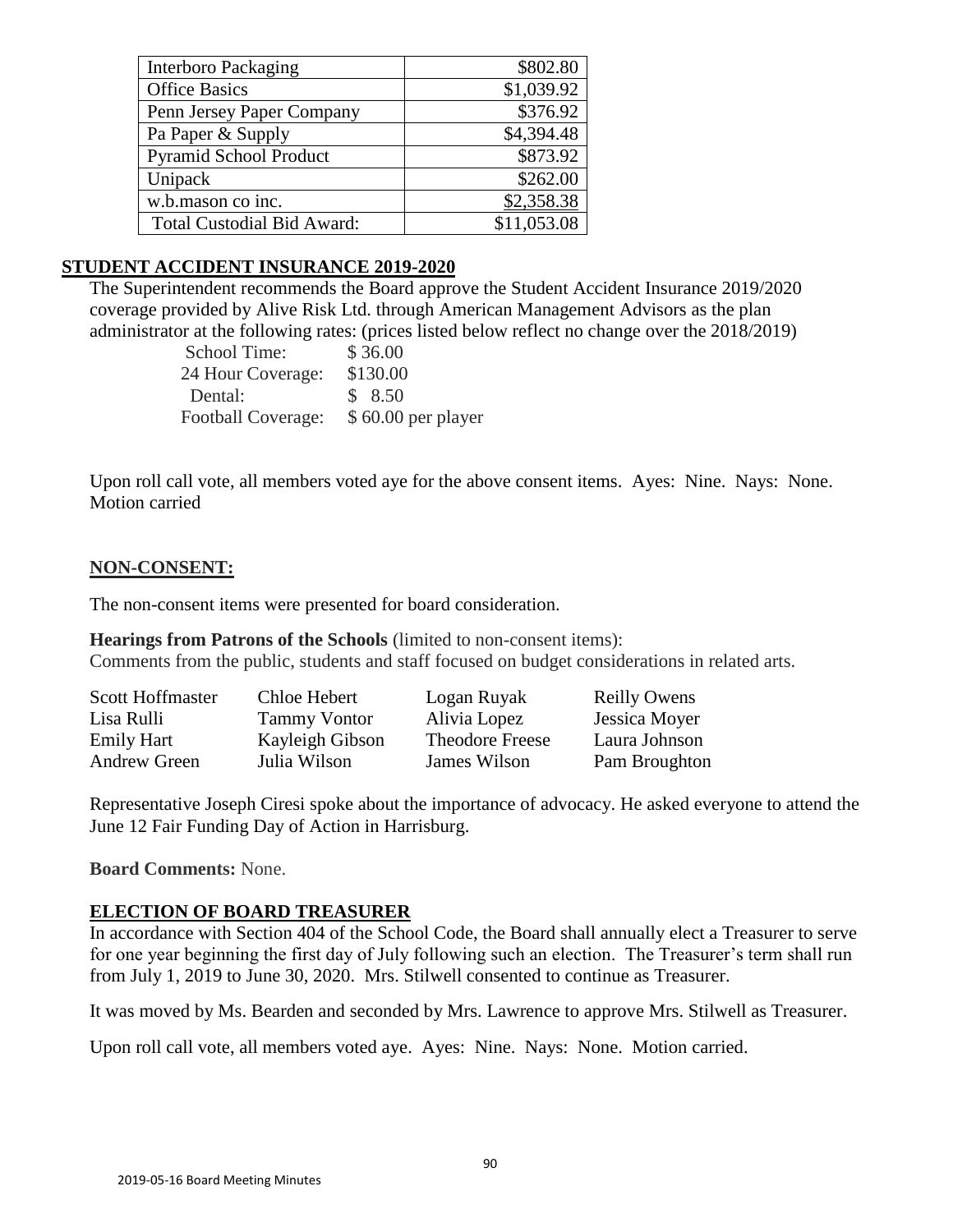| Interboro Packaging | \$802.80 |
|---|---|
| Office Basics | \$1,039.92 |
| Penn Jersey Paper Company | \$376.92 |
| Pa Paper & Supply | \$4,394.48 |
| Pyramid School Product | \$873.92 |
| Unipack | \$262.00 |
| w.b.mason co inc. | \$2,358.38 |
| Total Custodial Bid Award: | \$11,053.08 |

## STUDENT ACCIDENT INSURANCE 2019-2020

The Superintendent recommends the Board approve the Student Accident Insurance 2019/2020 coverage provided by Alive Risk Ltd. through American Management Advisors as the plan administrator at the following rates: (prices listed below reflect no change over the 2018/2019)

| | |
|---|---|
| School Time: | \$ 36.00 |
| 24 Hour Coverage: | \$130.00 |
| Dental: | \$ 8.50 |
| Football Coverage: | \$ 60.00 per player |

Upon roll call vote, all members voted aye for the above consent items. Ayes: Nine. Nays: None. Motion carried

## NON-CONSENT:

The non-consent items were presented for board consideration.

**Hearings from Patrons of the Schools** (limited to non-consent items):
Comments from the public, students and staff focused on budget considerations in related arts.

| | | | |
|---|---|---|---|
| Scott Hoffmaster | Chloe Hebert | Logan Ruyak | Reilly Owens |
| Lisa Rulli | Tammy Vontor | Alivia Lopez | Jessica Moyer |
| Emily Hart | Kayleigh Gibson | Theodore Freese | Laura Johnson |
| Andrew Green | Julia Wilson | James Wilson | Pam Broughton |

Representative Joseph Ciresi spoke about the importance of advocacy. He asked everyone to attend the June 12 Fair Funding Day of Action in Harrisburg.

**Board Comments:** None.

## ELECTION OF BOARD TREASURER

In accordance with Section 404 of the School Code, the Board shall annually elect a Treasurer to serve for one year beginning the first day of July following such an election. The Treasurer's term shall run from July 1, 2019 to June 30, 2020. Mrs. Stilwell consented to continue as Treasurer.

It was moved by Ms. Bearden and seconded by Mrs. Lawrence to approve Mrs. Stilwell as Treasurer.

Upon roll call vote, all members voted aye. Ayes: Nine. Nays: None. Motion carried.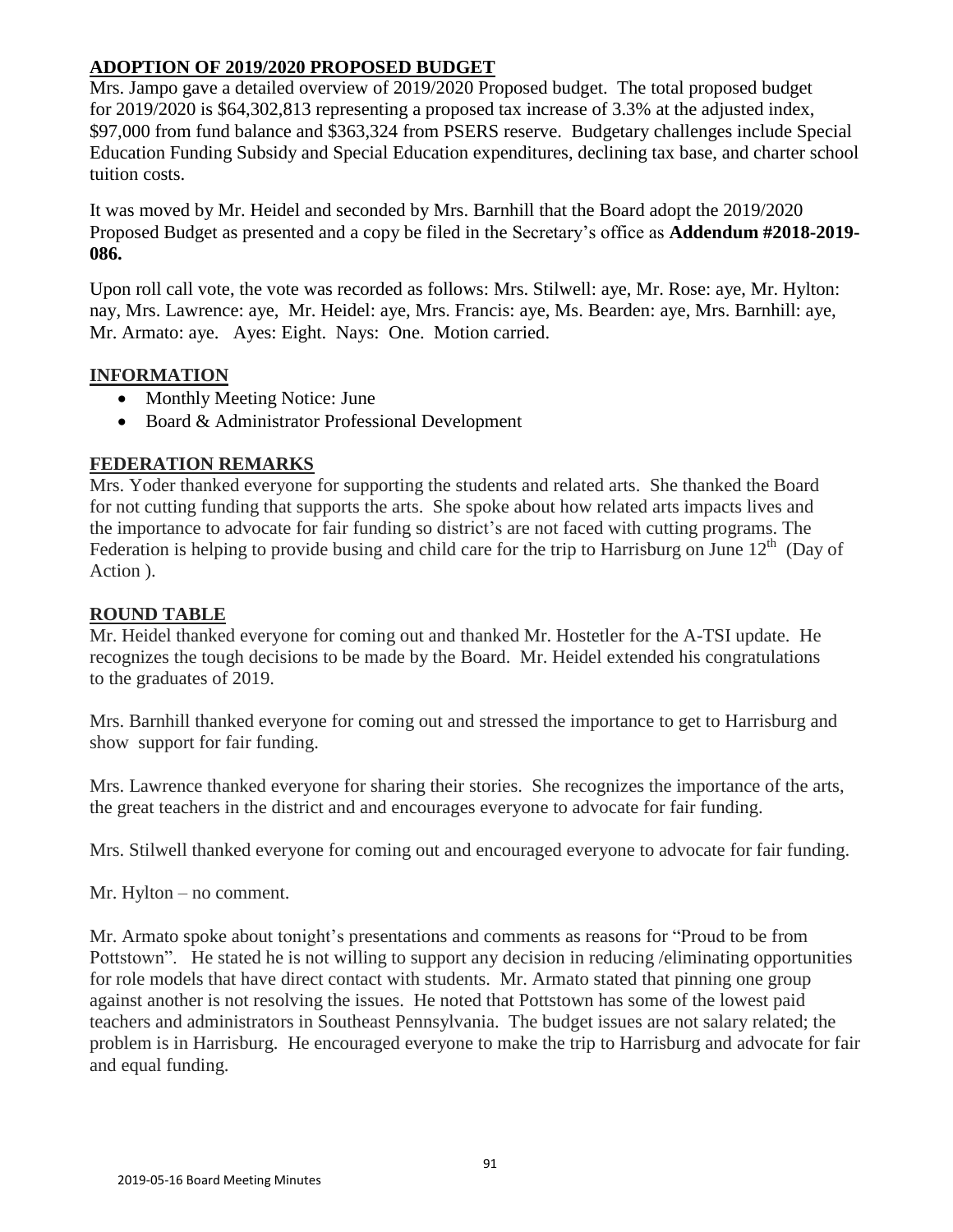## ADOPTION OF 2019/2020 PROPOSED BUDGET

Mrs. Jampo gave a detailed overview of 2019/2020 Proposed budget. The total proposed budget for 2019/2020 is $64,302,813 representing a proposed tax increase of 3.3% at the adjusted index, $97,000 from fund balance and $363,324 from PSERS reserve. Budgetary challenges include Special Education Funding Subsidy and Special Education expenditures, declining tax base, and charter school tuition costs.

It was moved by Mr. Heidel and seconded by Mrs. Barnhill that the Board adopt the 2019/2020 Proposed Budget as presented and a copy be filed in the Secretary's office as **Addendum #2018-2019-086.**

Upon roll call vote, the vote was recorded as follows: Mrs. Stilwell: aye, Mr. Rose: aye, Mr. Hylton: nay, Mrs. Lawrence: aye, Mr. Heidel: aye, Mrs. Francis: aye, Ms. Bearden: aye, Mrs. Barnhill: aye, Mr. Armato: aye. Ayes: Eight. Nays: One. Motion carried.

## INFORMATION

- Monthly Meeting Notice: June
- Board & Administrator Professional Development

## FEDERATION REMARKS

Mrs. Yoder thanked everyone for supporting the students and related arts. She thanked the Board for not cutting funding that supports the arts. She spoke about how related arts impacts lives and the importance to advocate for fair funding so district's are not faced with cutting programs. The Federation is helping to provide busing and child care for the trip to Harrisburg on June 12th (Day of Action ).

## ROUND TABLE

Mr. Heidel thanked everyone for coming out and thanked Mr. Hostetler for the A-TSI update. He recognizes the tough decisions to be made by the Board. Mr. Heidel extended his congratulations to the graduates of 2019.

Mrs. Barnhill thanked everyone for coming out and stressed the importance to get to Harrisburg and show support for fair funding.

Mrs. Lawrence thanked everyone for sharing their stories. She recognizes the importance of the arts, the great teachers in the district and and encourages everyone to advocate for fair funding.

Mrs. Stilwell thanked everyone for coming out and encouraged everyone to advocate for fair funding.

Mr. Hylton – no comment.

Mr. Armato spoke about tonight's presentations and comments as reasons for "Proud to be from Pottstown". He stated he is not willing to support any decision in reducing /eliminating opportunities for role models that have direct contact with students. Mr. Armato stated that pinning one group against another is not resolving the issues. He noted that Pottstown has some of the lowest paid teachers and administrators in Southeast Pennsylvania. The budget issues are not salary related; the problem is in Harrisburg. He encouraged everyone to make the trip to Harrisburg and advocate for fair and equal funding.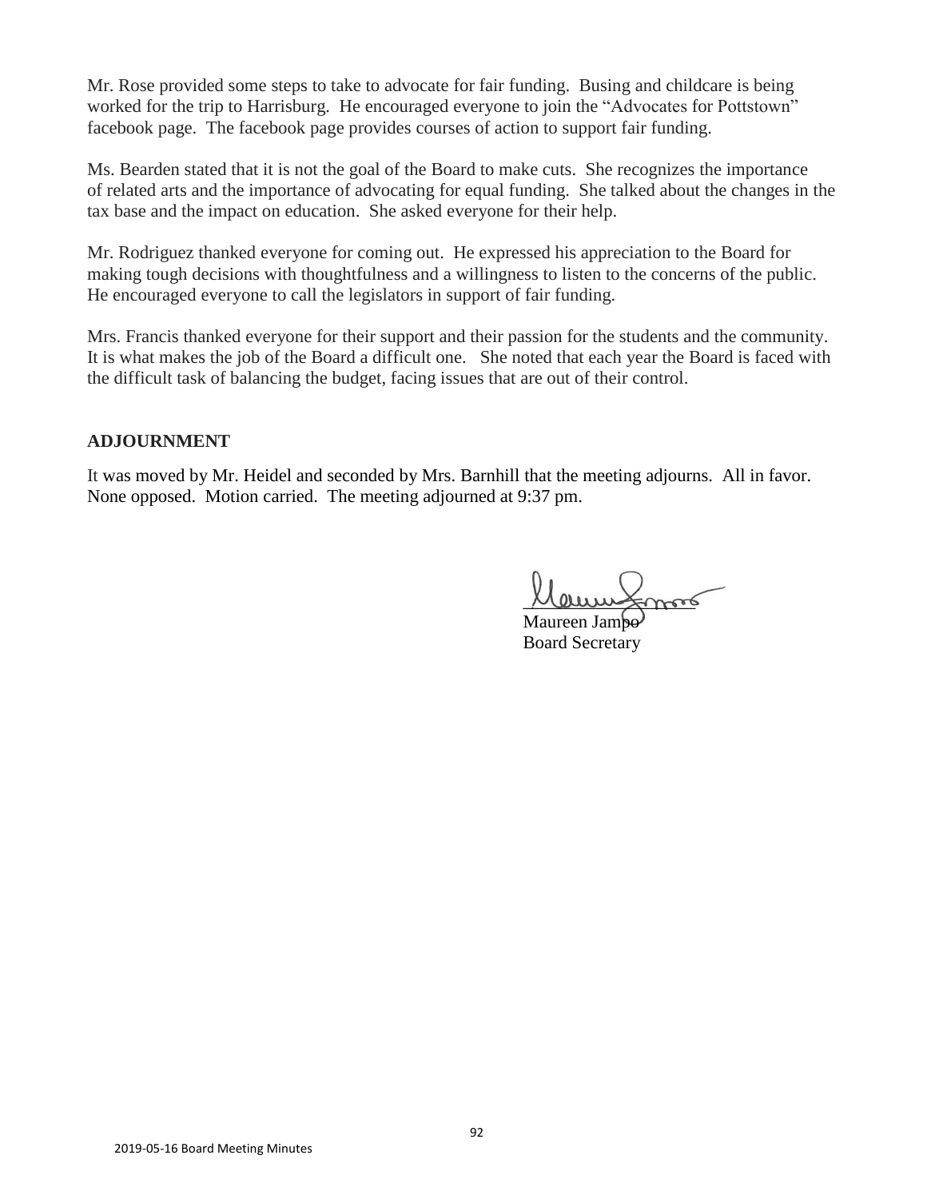Mr. Rose provided some steps to take to advocate for fair funding. Busing and childcare is being worked for the trip to Harrisburg. He encouraged everyone to join the "Advocates for Pottstown" facebook page. The facebook page provides courses of action to support fair funding.

Ms. Bearden stated that it is not the goal of the Board to make cuts. She recognizes the importance of related arts and the importance of advocating for equal funding. She talked about the changes in the tax base and the impact on education. She asked everyone for their help.

Mr. Rodriguez thanked everyone for coming out. He expressed his appreciation to the Board for making tough decisions with thoughtfulness and a willingness to listen to the concerns of the public. He encouraged everyone to call the legislators in support of fair funding.

Mrs. Francis thanked everyone for their support and their passion for the students and the community. It is what makes the job of the Board a difficult one. She noted that each year the Board is faced with the difficult task of balancing the budget, facing issues that are out of their control.

**ADJOURNMENT**

It was moved by Mr. Heidel and seconded by Mrs. Barnhill that the meeting adjourns. All in favor. None opposed. Motion carried. The meeting adjourned at 9:37 pm.

Maureen Jampo
Board Secretary